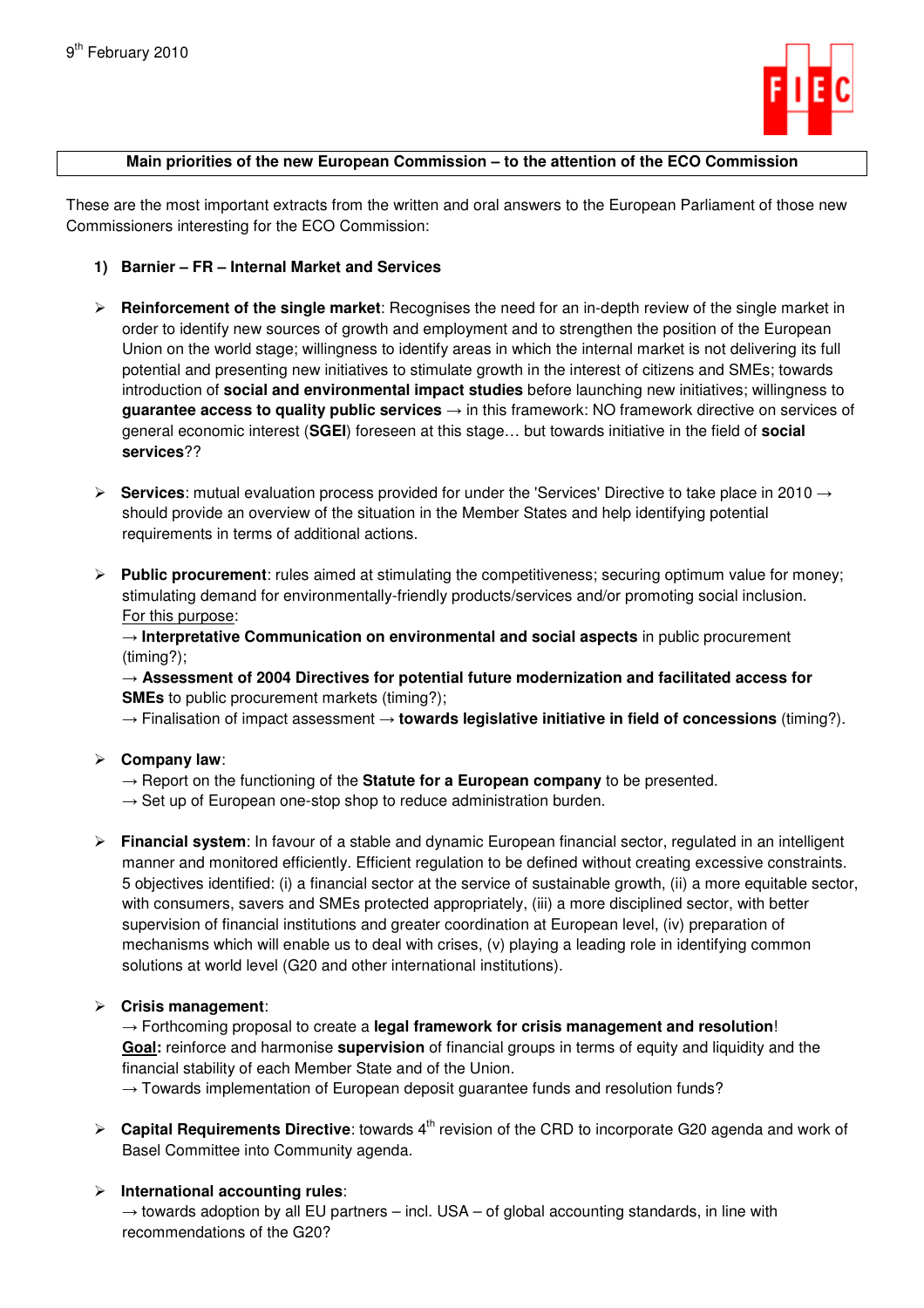9th February 2010

FIEC

**Main priorities of the new European Commission – to the attention of the ECO Commission**

These are the most important extracts from the written and oral answers to the European Parliament of those new Commissioners interesting for the ECO Commission:

1) **Barnier – FR – Internal Market and Services**

- **Reinforcement of the single market**: Recognises the need for an in-depth review of the single market in order to identify new sources of growth and employment and to strengthen the position of the European Union on the world stage; willingness to identify areas in which the internal market is not delivering its full potential and presenting new initiatives to stimulate growth in the interest of citizens and SMEs; towards introduction of **social and environmental impact studies** before launching new initiatives; willingness to **guarantee access to quality public services** → in this framework: NO framework directive on services of general economic interest (**SGEI**) foreseen at this stage… but towards initiative in the field of **social services**??

- **Services**: mutual evaluation process provided for under the 'Services' Directive to take place in 2010 → should provide an overview of the situation in the Member States and help identifying potential requirements in terms of additional actions.

- **Public procurement**: rules aimed at stimulating the competitiveness; securing optimum value for money; stimulating demand for environmentally-friendly products/services and/or promoting social inclusion.
  For this purpose:
  → **Interpretative Communication on environmental and social aspects** in public procurement (timing?);
  → **Assessment of 2004 Directives for potential future modernization and facilitated access for SMEs** to public procurement markets (timing?);
  → Finalisation of impact assessment → **towards legislative initiative in field of concessions** (timing?).

- **Company law**:
  → Report on the functioning of the **Statute for a European company** to be presented.
  → Set up of European one-stop shop to reduce administration burden.

- **Financial system**: In favour of a stable and dynamic European financial sector, regulated in an intelligent manner and monitored efficiently. Efficient regulation to be defined without creating excessive constraints. 5 objectives identified: (i) a financial sector at the service of sustainable growth, (ii) a more equitable sector, with consumers, savers and SMEs protected appropriately, (iii) a more disciplined sector, with better supervision of financial institutions and greater coordination at European level, (iv) preparation of mechanisms which will enable us to deal with crises, (v) playing a leading role in identifying common solutions at world level (G20 and other international institutions).

- **Crisis management**:
  → Forthcoming proposal to create a **legal framework for crisis management and resolution**!
  **Goal:** reinforce and harmonise **supervision** of financial groups in terms of equity and liquidity and the financial stability of each Member State and of the Union.
  → Towards implementation of European deposit guarantee funds and resolution funds?

- **Capital Requirements Directive**: towards 4th revision of the CRD to incorporate G20 agenda and work of Basel Committee into Community agenda.

- **International accounting rules**:
  → towards adoption by all EU partners – incl. USA – of global accounting standards, in line with recommendations of the G20?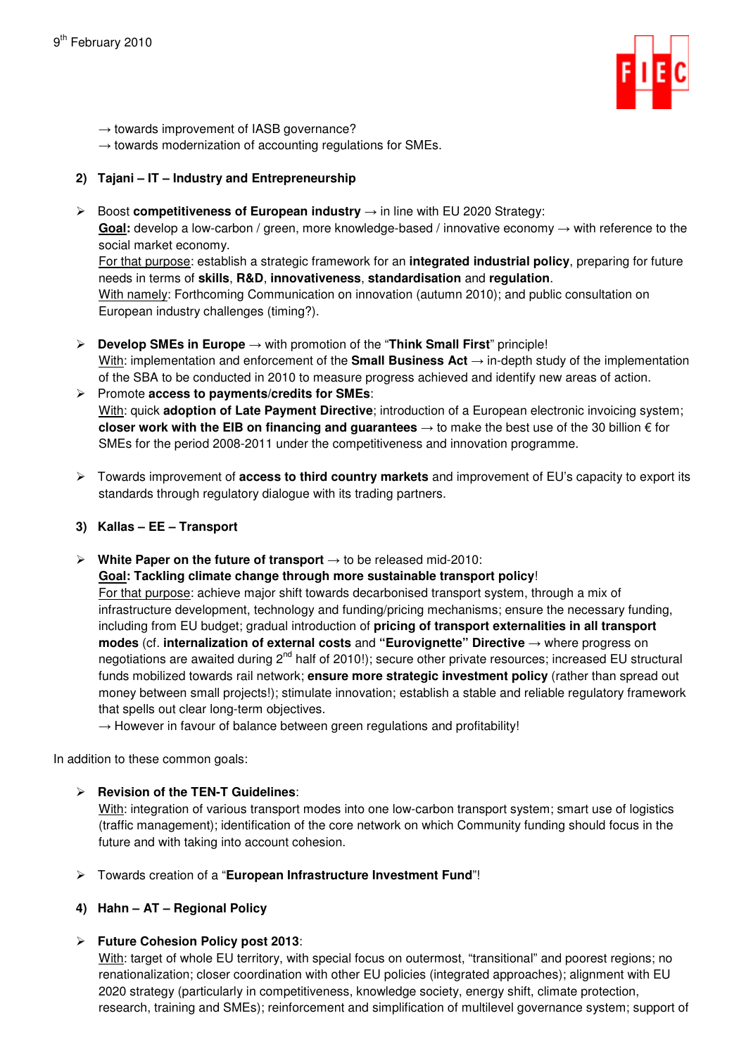→ towards improvement of IASB governance?
→ towards modernization of accounting regulations for SMEs.

**2) Tajani – IT – Industry and Entrepreneurship**

- Boost **competitiveness of European industry** → in line with EU 2020 Strategy:
  **Goal:** develop a low-carbon / green, more knowledge-based / innovative economy → with reference to the social market economy.
  For that purpose: establish a strategic framework for an **integrated industrial policy**, preparing for future needs in terms of **skills**, **R&D**, **innovativeness**, **standardisation** and **regulation**.
  With namely: Forthcoming Communication on innovation (autumn 2010); and public consultation on European industry challenges (timing?).

- **Develop SMEs in Europe** → with promotion of the "**Think Small First**" principle!
  With: implementation and enforcement of the **Small Business Act** → in-depth study of the implementation of the SBA to be conducted in 2010 to measure progress achieved and identify new areas of action.
- Promote **access to payments/credits for SMEs**:
  With: quick **adoption of Late Payment Directive**; introduction of a European electronic invoicing system; **closer work with the EIB on financing and guarantees** → to make the best use of the 30 billion € for SMEs for the period 2008-2011 under the competitiveness and innovation programme.

- Towards improvement of **access to third country markets** and improvement of EU's capacity to export its standards through regulatory dialogue with its trading partners.

**3) Kallas – EE – Transport**

- **White Paper on the future of transport** → to be released mid-2010:
  **Goal: Tackling climate change through more sustainable transport policy**!
  For that purpose: achieve major shift towards decarbonised transport system, through a mix of infrastructure development, technology and funding/pricing mechanisms; ensure the necessary funding, including from EU budget; gradual introduction of **pricing of transport externalities in all transport modes** (cf. **internalization of external costs** and **"Eurovignette" Directive** → where progress on negotiations are awaited during 2nd half of 2010!); secure other private resources; increased EU structural funds mobilized towards rail network; **ensure more strategic investment policy** (rather than spread out money between small projects!); stimulate innovation; establish a stable and reliable regulatory framework that spells out clear long-term objectives.
  → However in favour of balance between green regulations and profitability!

In addition to these common goals:

- **Revision of the TEN-T Guidelines**:
  With: integration of various transport modes into one low-carbon transport system; smart use of logistics (traffic management); identification of the core network on which Community funding should focus in the future and with taking into account cohesion.

- Towards creation of a "**European Infrastructure Investment Fund**"!

**4) Hahn – AT – Regional Policy**

- **Future Cohesion Policy post 2013**:
  With: target of whole EU territory, with special focus on outermost, "transitional" and poorest regions; no renationalization; closer coordination with other EU policies (integrated approaches); alignment with EU 2020 strategy (particularly in competitiveness, knowledge society, energy shift, climate protection, research, training and SMEs); reinforcement and simplification of multilevel governance system; support of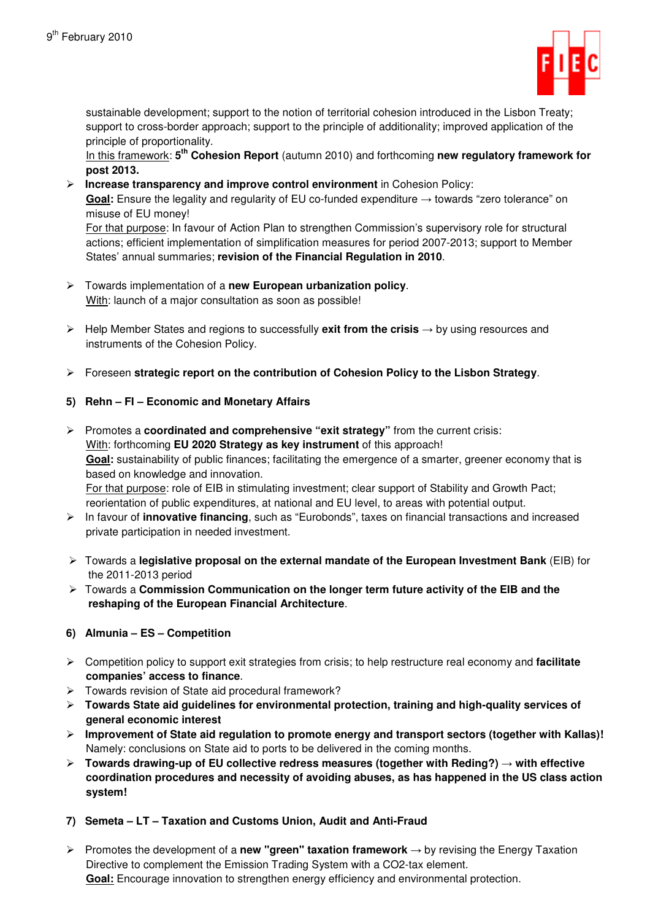sustainable development; support to the notion of territorial cohesion introduced in the Lisbon Treaty; support to cross-border approach; support to the principle of additionality; improved application of the principle of proportionality.
In this framework: **5th Cohesion Report** (autumn 2010) and forthcoming **new regulatory framework for post 2013.**

- **Increase transparency and improve control environment** in Cohesion Policy:
  **Goal:** Ensure the legality and regularity of EU co-funded expenditure → towards "zero tolerance" on misuse of EU money!
  For that purpose: In favour of Action Plan to strengthen Commission's supervisory role for structural actions; efficient implementation of simplification measures for period 2007-2013; support to Member States' annual summaries; **revision of the Financial Regulation in 2010**.

- Towards implementation of a **new European urbanization policy**.
  With: launch of a major consultation as soon as possible!

- Help Member States and regions to successfully **exit from the crisis** → by using resources and instruments of the Cohesion Policy.

- Foreseen **strategic report on the contribution of Cohesion Policy to the Lisbon Strategy**.

**5) Rehn – FI – Economic and Monetary Affairs**

- Promotes a **coordinated and comprehensive "exit strategy"** from the current crisis:
  With: forthcoming **EU 2020 Strategy as key instrument** of this approach!
  **Goal:** sustainability of public finances; facilitating the emergence of a smarter, greener economy that is based on knowledge and innovation.
  For that purpose: role of EIB in stimulating investment; clear support of Stability and Growth Pact; reorientation of public expenditures, at national and EU level, to areas with potential output.
- In favour of **innovative financing**, such as "Eurobonds", taxes on financial transactions and increased private participation in needed investment.

- Towards a **legislative proposal on the external mandate of the European Investment Bank** (EIB) for the 2011-2013 period
- Towards a **Commission Communication on the longer term future activity of the EIB and the reshaping of the European Financial Architecture**.

**6) Almunia – ES – Competition**

- Competition policy to support exit strategies from crisis; to help restructure real economy and **facilitate companies' access to finance**.
- Towards revision of State aid procedural framework?
- **Towards State aid guidelines for environmental protection, training and high-quality services of general economic interest**
- **Improvement of State aid regulation to promote energy and transport sectors (together with Kallas)!**
  Namely: conclusions on State aid to ports to be delivered in the coming months.
- **Towards drawing-up of EU collective redress measures (together with Reding?) → with effective coordination procedures and necessity of avoiding abuses, as has happened in the US class action system!**

**7) Semeta – LT – Taxation and Customs Union, Audit and Anti-Fraud**

- Promotes the development of a **new "green" taxation framework** → by revising the Energy Taxation Directive to complement the Emission Trading System with a CO2-tax element.
  **Goal:** Encourage innovation to strengthen energy efficiency and environmental protection.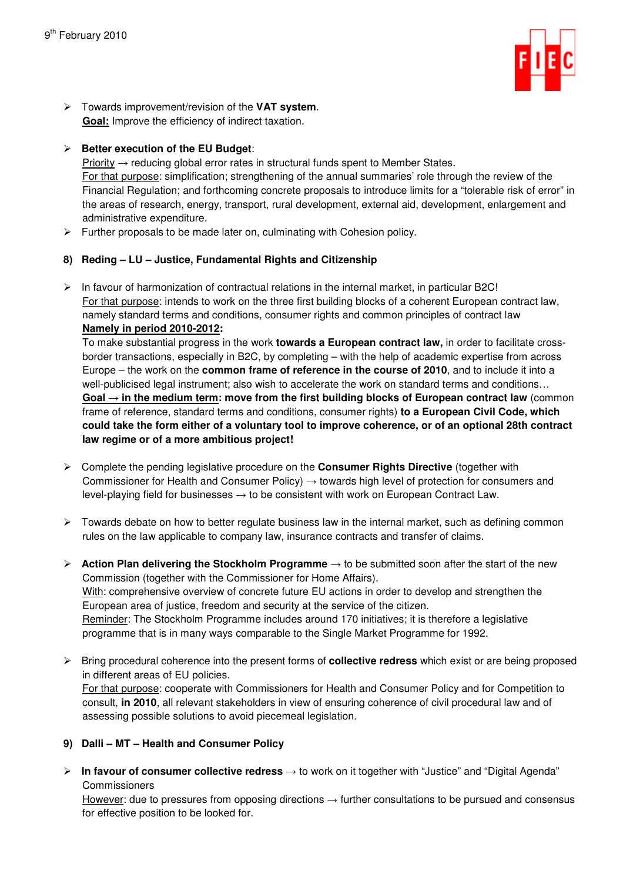- Towards improvement/revision of the **VAT system**.
  <u>**Goal:**</u> Improve the efficiency of indirect taxation.

- **Better execution of the EU Budget**:
  <u>Priority</u> → reducing global error rates in structural funds spent to Member States.
  <u>For that purpose</u>: simplification; strengthening of the annual summaries' role through the review of the Financial Regulation; and forthcoming concrete proposals to introduce limits for a "tolerable risk of error" in the areas of research, energy, transport, rural development, external aid, development, enlargement and administrative expenditure.
- Further proposals to be made later on, culminating with Cohesion policy.

### 8) Reding – LU – Justice, Fundamental Rights and Citizenship

- In favour of harmonization of contractual relations in the internal market, in particular B2C!
  <u>For that purpose</u>: intends to work on the three first building blocks of a coherent European contract law, namely standard terms and conditions, consumer rights and common principles of contract law
  <u>**Namely in period 2010-2012**</u>**:**
  To make substantial progress in the work **towards a European contract law,** in order to facilitate cross-border transactions, especially in B2C, by completing – with the help of academic expertise from across Europe – the work on the **common frame of reference in the course of 2010**, and to include it into a well-publicised legal instrument; also wish to accelerate the work on standard terms and conditions…
  <u>**Goal → in the medium term**</u>**: move from the first building blocks of European contract law** (common frame of reference, standard terms and conditions, consumer rights) **to a European Civil Code, which could take the form either of a voluntary tool to improve coherence, or of an optional 28th contract law regime or of a more ambitious project!**

- Complete the pending legislative procedure on the **Consumer Rights Directive** (together with Commissioner for Health and Consumer Policy) → towards high level of protection for consumers and level-playing field for businesses → to be consistent with work on European Contract Law.

- Towards debate on how to better regulate business law in the internal market, such as defining common rules on the law applicable to company law, insurance contracts and transfer of claims.

- **Action Plan delivering the Stockholm Programme** → to be submitted soon after the start of the new Commission (together with the Commissioner for Home Affairs).
  <u>With</u>: comprehensive overview of concrete future EU actions in order to develop and strengthen the European area of justice, freedom and security at the service of the citizen.
  <u>Reminder</u>: The Stockholm Programme includes around 170 initiatives; it is therefore a legislative programme that is in many ways comparable to the Single Market Programme for 1992.

- Bring procedural coherence into the present forms of **collective redress** which exist or are being proposed in different areas of EU policies.
  <u>For that purpose</u>: cooperate with Commissioners for Health and Consumer Policy and for Competition to consult, **in 2010**, all relevant stakeholders in view of ensuring coherence of civil procedural law and of assessing possible solutions to avoid piecemeal legislation.

### 9) Dalli – MT – Health and Consumer Policy

- **In favour of consumer collective redress** → to work on it together with "Justice" and "Digital Agenda" Commissioners
  <u>However</u>: due to pressures from opposing directions → further consultations to be pursued and consensus for effective position to be looked for.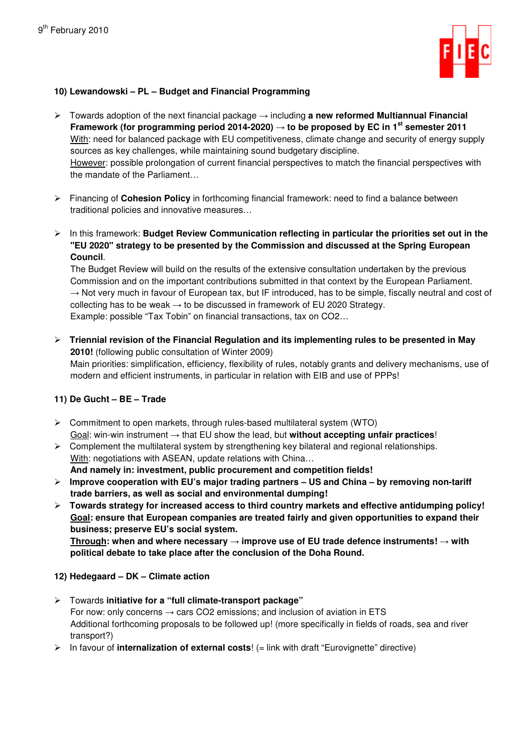9th February 2010

**10) Lewandowski – PL – Budget and Financial Programming**

- Towards adoption of the next financial package → including **a new reformed Multiannual Financial Framework (for programming period 2014-2020) → to be proposed by EC in 1st semester 2011**
  With: need for balanced package with EU competitiveness, climate change and security of energy supply sources as key challenges, while maintaining sound budgetary discipline.
  However: possible prolongation of current financial perspectives to match the financial perspectives with the mandate of the Parliament…

- Financing of **Cohesion Policy** in forthcoming financial framework: need to find a balance between traditional policies and innovative measures…

- In this framework: **Budget Review Communication reflecting in particular the priorities set out in the "EU 2020" strategy to be presented by the Commission and discussed at the Spring European Council**.
  The Budget Review will build on the results of the extensive consultation undertaken by the previous Commission and on the important contributions submitted in that context by the European Parliament.
  → Not very much in favour of European tax, but IF introduced, has to be simple, fiscally neutral and cost of collecting has to be weak → to be discussed in framework of EU 2020 Strategy.
  Example: possible "Tax Tobin" on financial transactions, tax on CO2…

- **Triennial revision of the Financial Regulation and its implementing rules to be presented in May 2010!** (following public consultation of Winter 2009)
  Main priorities: simplification, efficiency, flexibility of rules, notably grants and delivery mechanisms, use of modern and efficient instruments, in particular in relation with EIB and use of PPPs!

**11) De Gucht – BE – Trade**

- Commitment to open markets, through rules-based multilateral system (WTO)
  Goal: win-win instrument → that EU show the lead, but **without accepting unfair practices**!
- Complement the multilateral system by strengthening key bilateral and regional relationships.
  With: negotiations with ASEAN, update relations with China…
  **And namely in: investment, public procurement and competition fields!**
- **Improve cooperation with EU's major trading partners – US and China – by removing non-tariff trade barriers, as well as social and environmental dumping!**
- **Towards strategy for increased access to third country markets and effective antidumping policy!**
  **Goal: ensure that European companies are treated fairly and given opportunities to expand their business; preserve EU's social system.**
  **Through: when and where necessary → improve use of EU trade defence instruments! → with political debate to take place after the conclusion of the Doha Round.**

**12) Hedegaard – DK – Climate action**

- Towards **initiative for a "full climate-transport package"**
  For now: only concerns → cars CO2 emissions; and inclusion of aviation in ETS
  Additional forthcoming proposals to be followed up! (more specifically in fields of roads, sea and river transport?)
- In favour of **internalization of external costs**! (= link with draft "Eurovignette" directive)